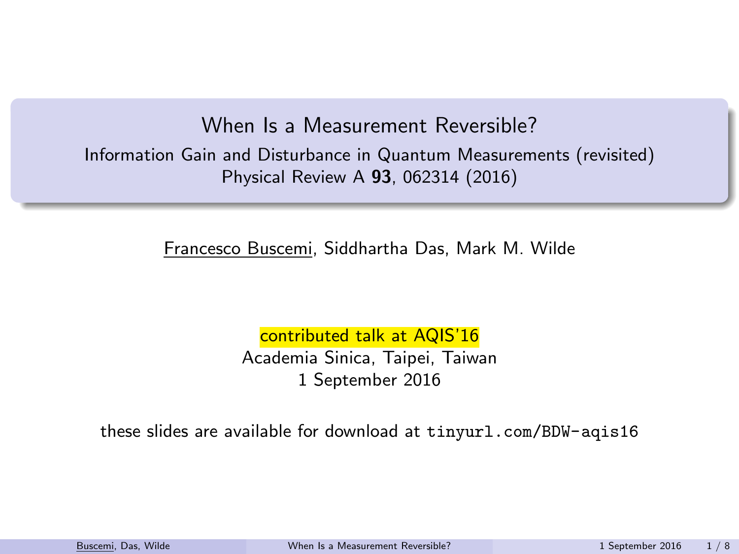# When Is a Measurement Reversible?

## Information Gain and Disturbance in Quantum Measurements (revisited)

Physical Review A **93**, 062314 (2016)

Francesco Buscemi, Siddhartha Das, Mark M. Wilde

contributed talk at AQIS'16

Academia Sinica, Taipei, Taiwan

1 September 2016

these slides are available for download at `tinyurl.com/BDW-aqis16`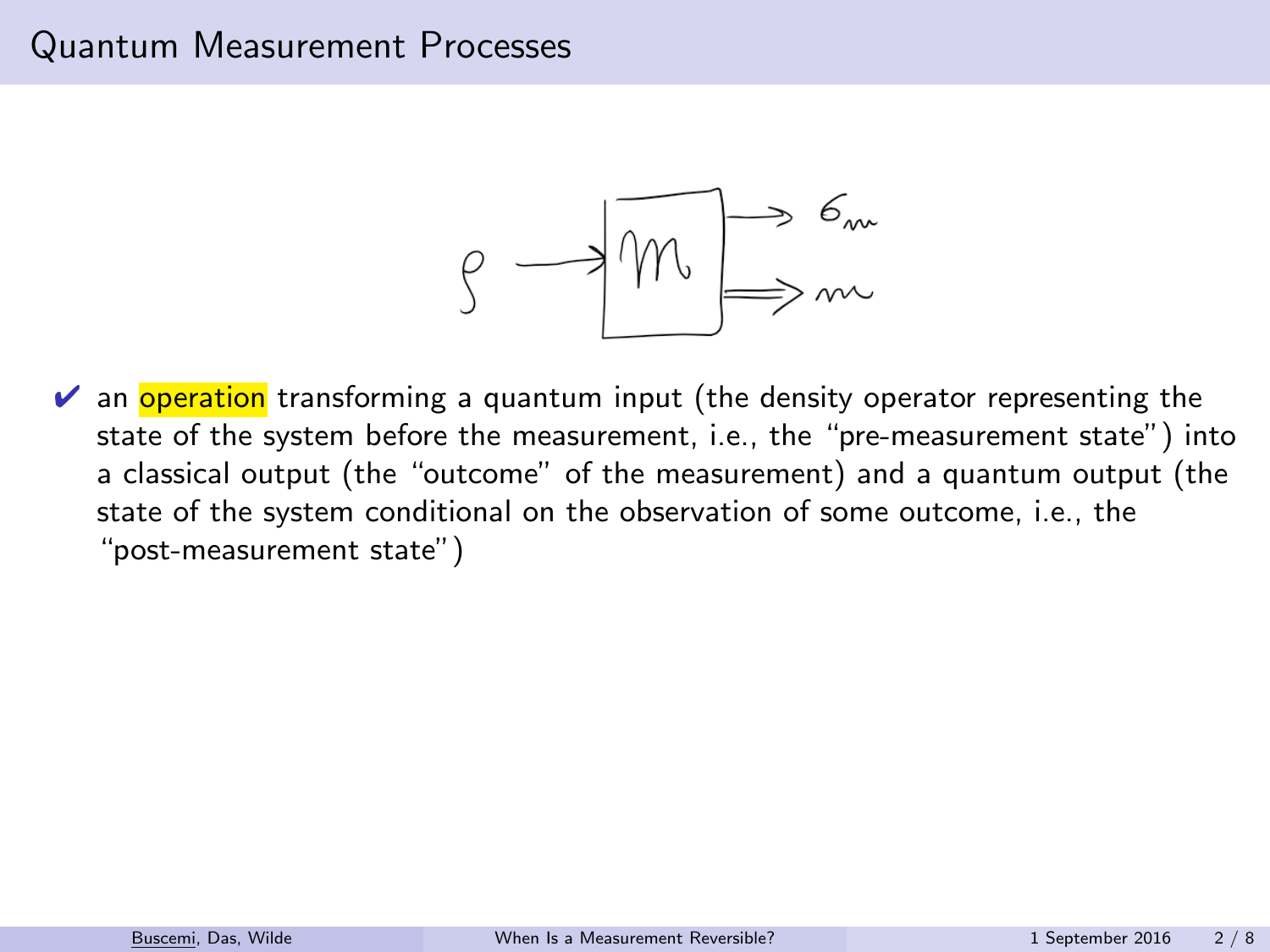# Quantum Measurement Processes

- ✔ an **operation** transforming a quantum input (the density operator representing the state of the system before the measurement, i.e., the "pre-measurement state") into a classical output (the "outcome" of the measurement) and a quantum output (the state of the system conditional on the observation of some outcome, i.e., the "post-measurement state")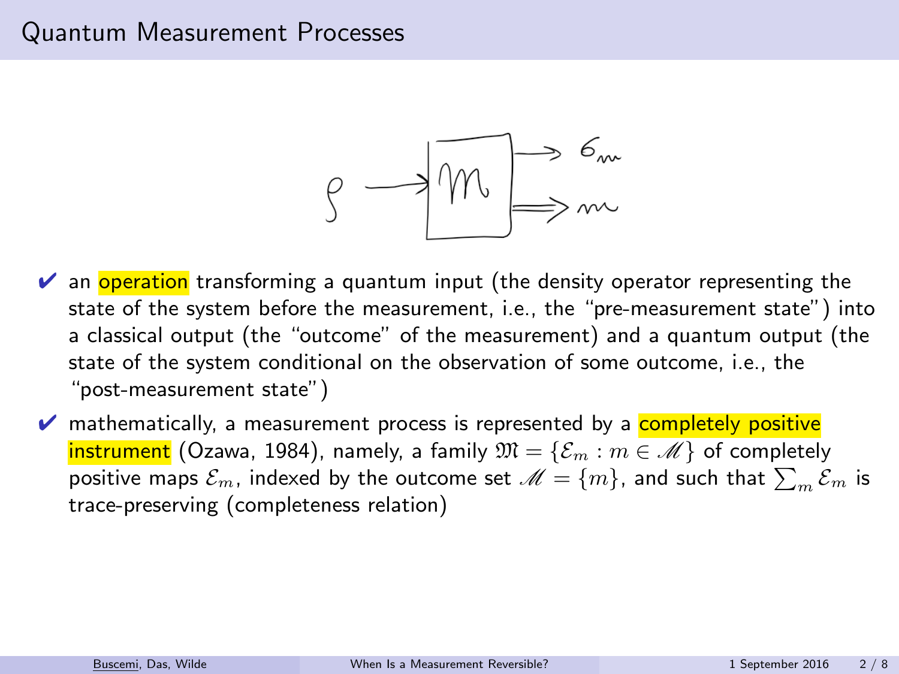# Quantum Measurement Processes

- ✔ an **operation** transforming a quantum input (the density operator representing the state of the system before the measurement, i.e., the "pre-measurement state") into a classical output (the "outcome" of the measurement) and a quantum output (the state of the system conditional on the observation of some outcome, i.e., the "post-measurement state")
- ✔ mathematically, a measurement process is represented by a **completely positive instrument** (Ozawa, 1984), namely, a family $\mathfrak{M} = \{\mathcal{E}_m : m \in \mathscr{M}\}$ of completely positive maps $\mathcal{E}_m$, indexed by the outcome set $\mathscr{M} = \{m\}$, and such that $\sum_m \mathcal{E}_m$ is trace-preserving (completeness relation)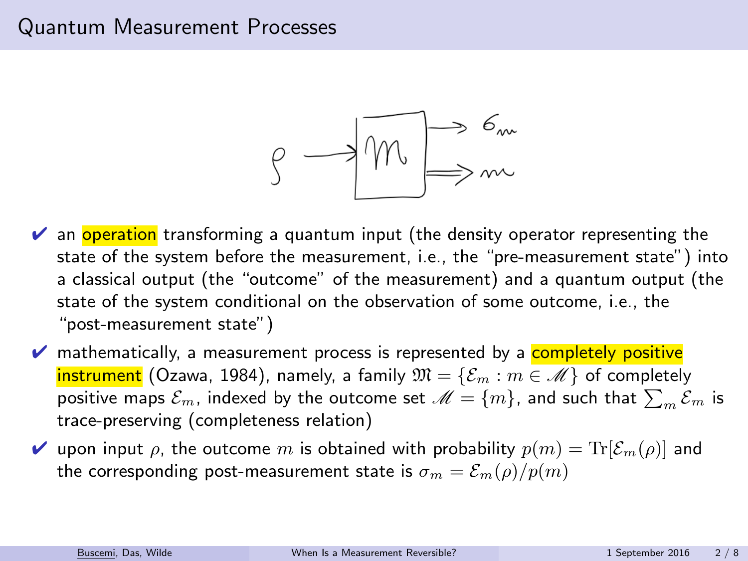## Quantum Measurement Processes

- an **operation** transforming a quantum input (the density operator representing the state of the system before the measurement, i.e., the "pre-measurement state") into a classical output (the "outcome" of the measurement) and a quantum output (the state of the system conditional on the observation of some outcome, i.e., the "post-measurement state")
- mathematically, a measurement process is represented by a **completely positive instrument** (Ozawa, 1984), namely, a family $\mathfrak{M} = \{\mathcal{E}_m : m \in \mathscr{M}\}$ of completely positive maps $\mathcal{E}_m$, indexed by the outcome set $\mathscr{M} = \{m\}$, and such that $\sum_m \mathcal{E}_m$ is trace-preserving (completeness relation)
- upon input $\rho$, the outcome $m$ is obtained with probability $p(m) = \mathrm{Tr}[\mathcal{E}_m(\rho)]$ and the corresponding post-measurement state is $\sigma_m = \mathcal{E}_m(\rho)/p(m)$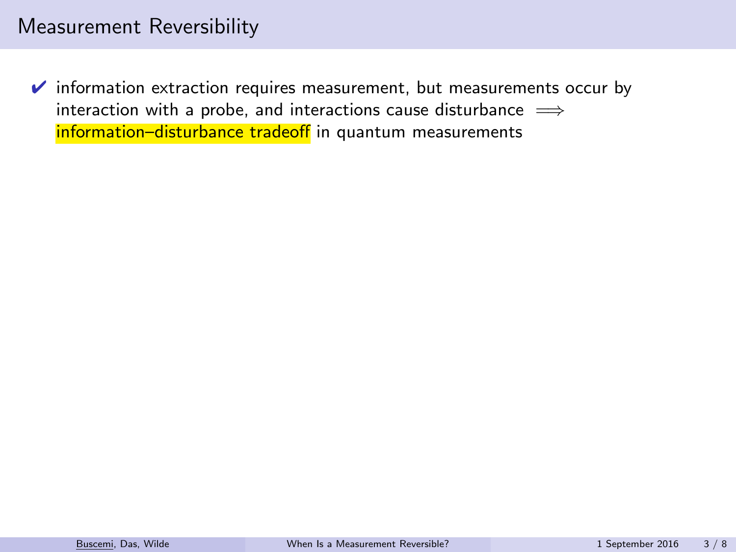## Measurement Reversibility

- ✔ information extraction requires measurement, but measurements occur by interaction with a probe, and interactions cause disturbance $\Longrightarrow$ information–disturbance tradeoff in quantum measurements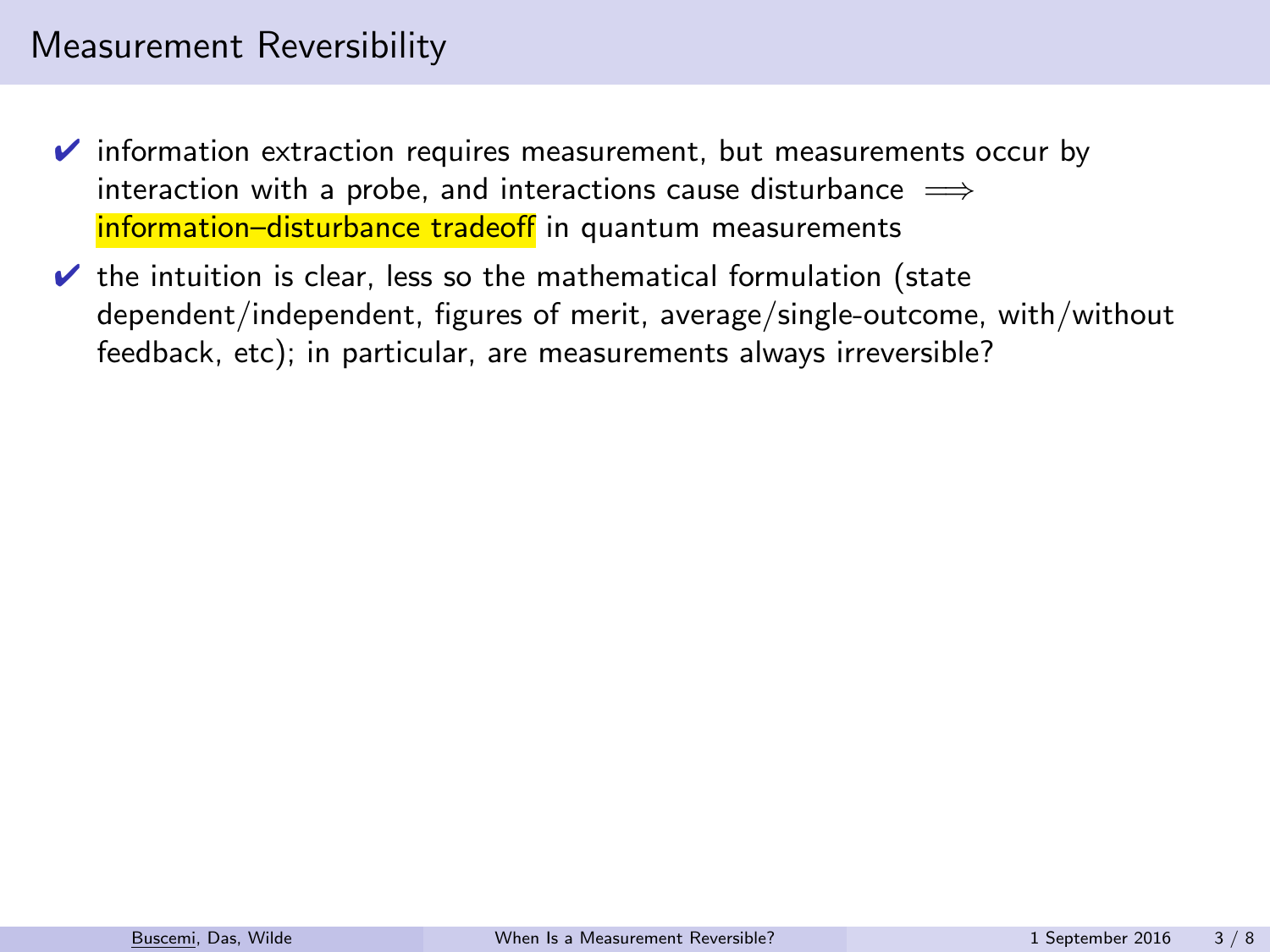# Measurement Reversibility

- ✔ information extraction requires measurement, but measurements occur by interaction with a probe, and interactions cause disturbance $\Longrightarrow$ information–disturbance tradeoff in quantum measurements
- ✔ the intuition is clear, less so the mathematical formulation (state dependent/independent, figures of merit, average/single-outcome, with/without feedback, etc); in particular, are measurements always irreversible?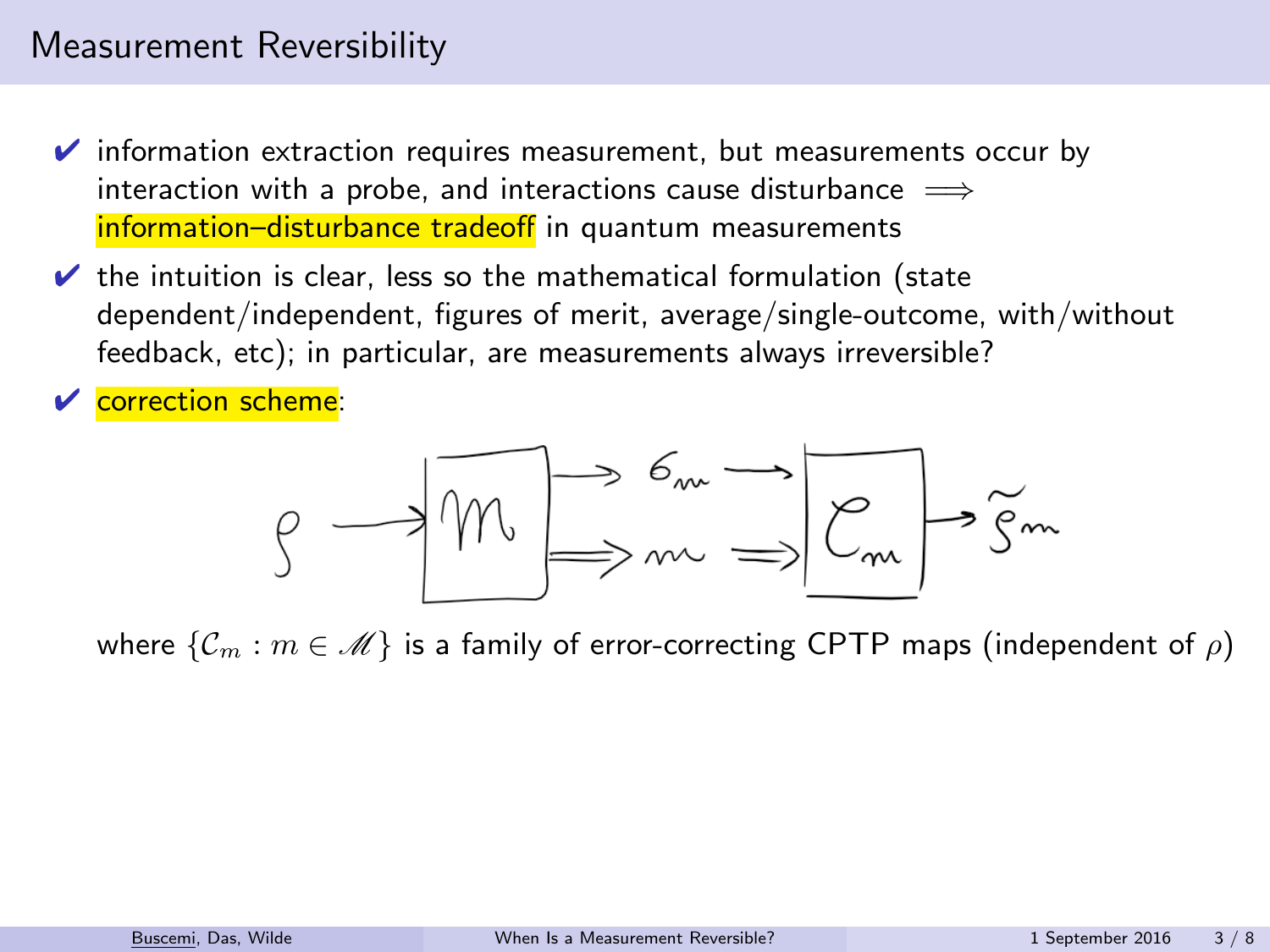## Measurement Reversibility

- ✔ information extraction requires measurement, but measurements occur by interaction with a probe, and interactions cause disturbance $\Longrightarrow$ information–disturbance tradeoff in quantum measurements
- ✔ the intuition is clear, less so the mathematical formulation (state dependent/independent, figures of merit, average/single-outcome, with/without feedback, etc); in particular, are measurements always irreversible?
- ✔ correction scheme:

$$\rho \longrightarrow \boxed{\mathcal{M}} \begin{array}{l} \longrightarrow \sigma_m \longrightarrow \\ \Longrightarrow m \Longrightarrow \end{array} \boxed{\mathcal{C}_m} \longrightarrow \tilde{\rho}_m$$

where $\{\mathcal{C}_m : m \in \mathscr{M}\}$ is a family of error-correcting CPTP maps (independent of $\rho$)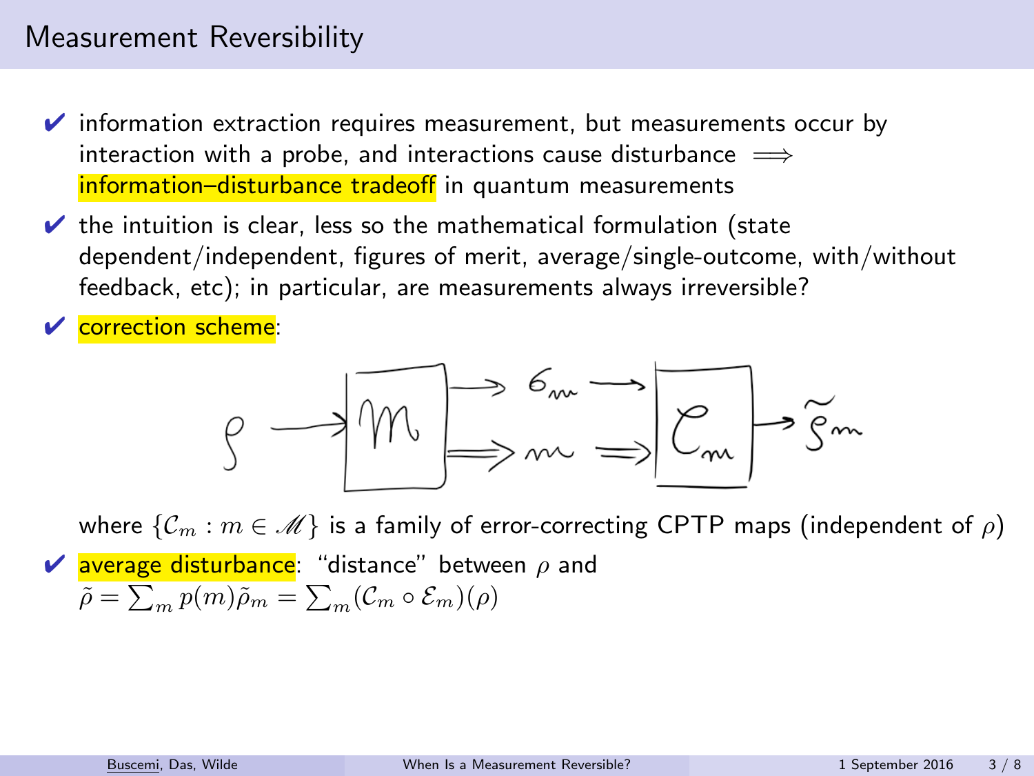## Measurement Reversibility

- ✔ information extraction requires measurement, but measurements occur by interaction with a probe, and interactions cause disturbance $\implies$ **information–disturbance tradeoff** in quantum measurements
- ✔ the intuition is clear, less so the mathematical formulation (state dependent/independent, figures of merit, average/single-outcome, with/without feedback, etc); in particular, are measurements always irreversible?
- ✔ **correction scheme**:

$$\rho \longrightarrow \boxed{\mathcal{M}} \longrightarrow \sigma_m, \; m \Longrightarrow \boxed{\mathcal{C}_m} \longrightarrow \tilde{\rho}_m$$

  where $\{\mathcal{C}_m : m \in \mathscr{M}\}$ is a family of error-correcting CPTP maps (independent of $\rho$)

- ✔ **average disturbance**: "distance" between $\rho$ and $\tilde{\rho} = \sum_m p(m)\tilde{\rho}_m = \sum_m (\mathcal{C}_m \circ \mathcal{E}_m)(\rho)$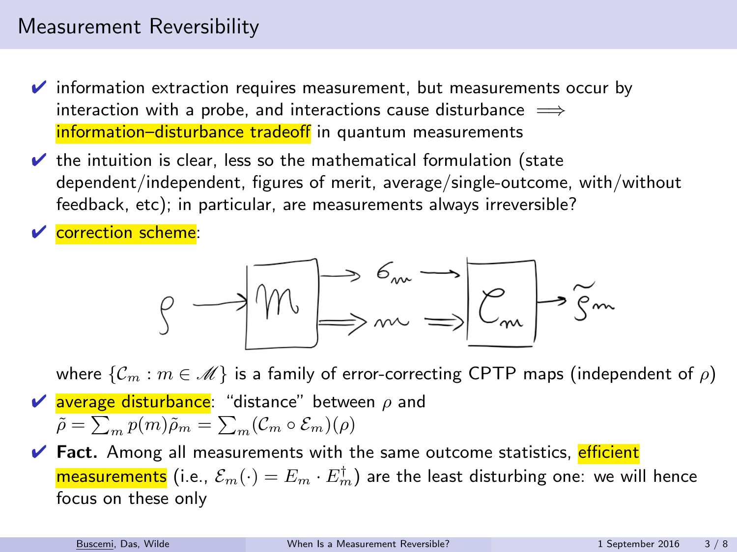## Measurement Reversibility

- ✔ information extraction requires measurement, but measurements occur by interaction with a probe, and interactions cause disturbance $\implies$ information–disturbance tradeoff in quantum measurements
- ✔ the intuition is clear, less so the mathematical formulation (state dependent/independent, figures of merit, average/single-outcome, with/without feedback, etc); in particular, are measurements always irreversible?
- ✔ correction scheme:

$$\rho \longrightarrow \boxed{\mathcal{M}} \longrightarrow \sigma_m,\ m \longrightarrow \boxed{\mathcal{C}_m} \longrightarrow \tilde{\rho}_m$$

  where $\{\mathcal{C}_m : m \in \mathscr{M}\}$ is a family of error-correcting CPTP maps (independent of $\rho$)
- ✔ average disturbance: "distance" between $\rho$ and $\tilde{\rho} = \sum_m p(m)\tilde{\rho}_m = \sum_m (\mathcal{C}_m \circ \mathcal{E}_m)(\rho)$
- ✔ **Fact.** Among all measurements with the same outcome statistics, efficient measurements (i.e., $\mathcal{E}_m(\cdot) = E_m \cdot E_m^\dagger$) are the least disturbing one: we will hence focus on these only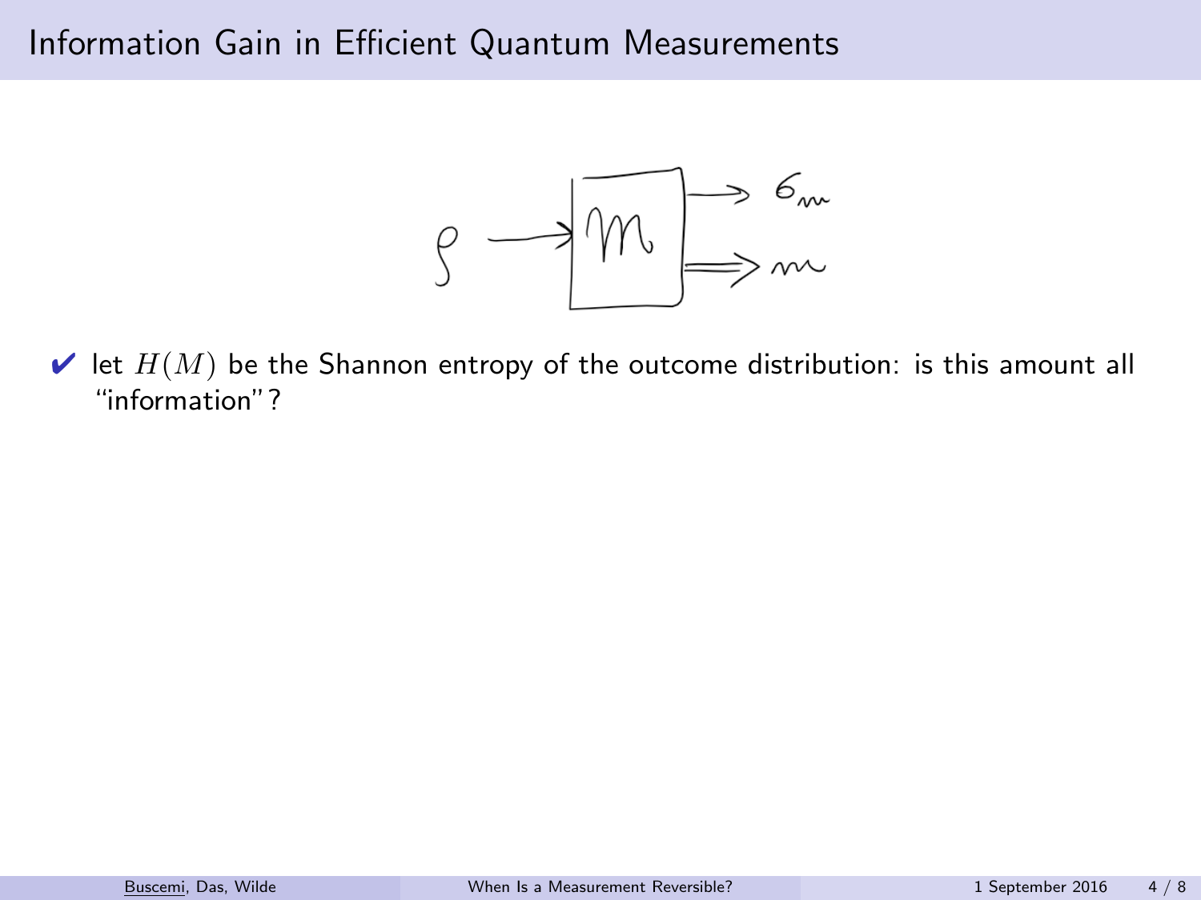# Information Gain in Efficient Quantum Measurements

- ✔ let $H(M)$ be the Shannon entropy of the outcome distribution: is this amount all "information"?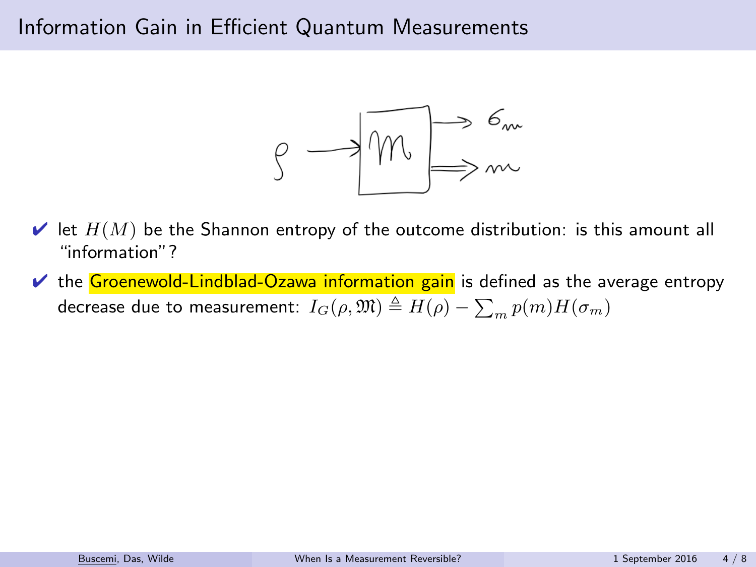# Information Gain in Efficient Quantum Measurements

- ✔ let $H(M)$ be the Shannon entropy of the outcome distribution: is this amount all "information"?
- ✔ the **Groenewold-Lindblad-Ozawa information gain** is defined as the average entropy decrease due to measurement: $I_G(\rho, \mathfrak{M}) \triangleq H(\rho) - \sum_m p(m) H(\sigma_m)$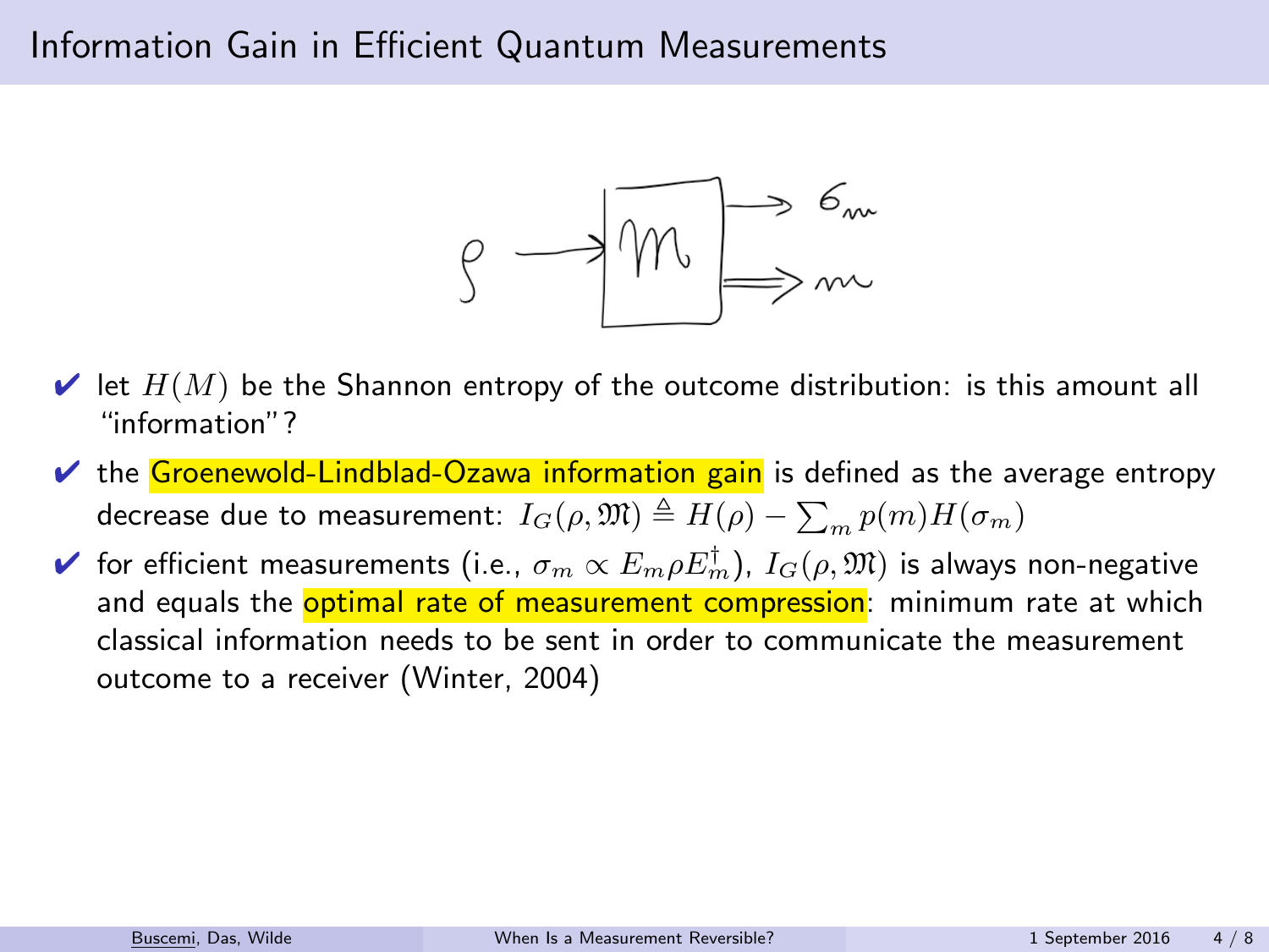# Information Gain in Efficient Quantum Measurements

- ✔ let $H(M)$ be the Shannon entropy of the outcome distribution: is this amount all "information"?
- ✔ the **Groenewold-Lindblad-Ozawa information gain** is defined as the average entropy decrease due to measurement: $I_G(\rho, \mathfrak{M}) \triangleq H(\rho) - \sum_m p(m) H(\sigma_m)$
- ✔ for efficient measurements (i.e., $\sigma_m \propto E_m \rho E_m^\dagger$), $I_G(\rho, \mathfrak{M})$ is always non-negative and equals the **optimal rate of measurement compression**: minimum rate at which classical information needs to be sent in order to communicate the measurement outcome to a receiver (Winter, 2004)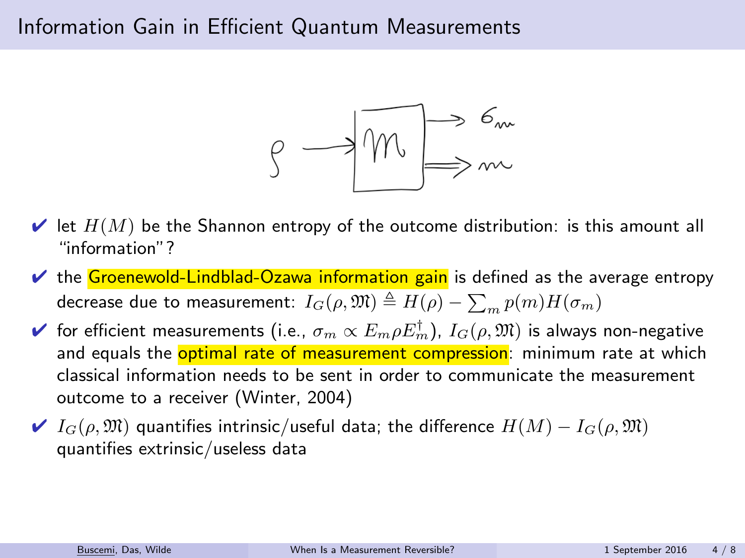# Information Gain in Efficient Quantum Measurements

- let $H(M)$ be the Shannon entropy of the outcome distribution: is this amount all "information"?
- the Groenewold-Lindblad-Ozawa information gain is defined as the average entropy decrease due to measurement: $I_G(\rho, \mathfrak{M}) \triangleq H(\rho) - \sum_m p(m) H(\sigma_m)$
- for efficient measurements (i.e., $\sigma_m \propto E_m \rho E_m^\dagger$), $I_G(\rho, \mathfrak{M})$ is always non-negative and equals the optimal rate of measurement compression: minimum rate at which classical information needs to be sent in order to communicate the measurement outcome to a receiver (Winter, 2004)
- $I_G(\rho, \mathfrak{M})$ quantifies intrinsic/useful data; the difference $H(M) - I_G(\rho, \mathfrak{M})$ quantifies extrinsic/useless data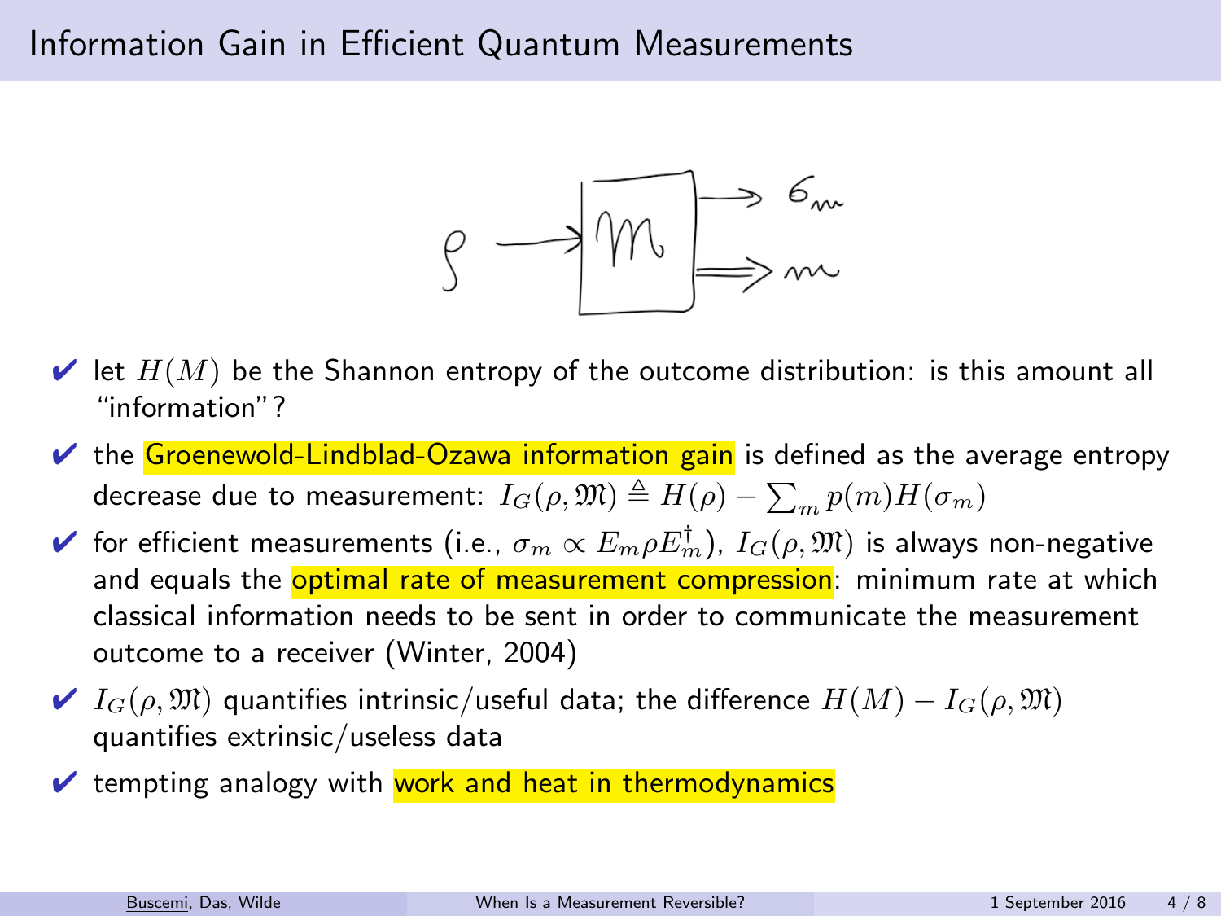# Information Gain in Efficient Quantum Measurements

- ✔ let $H(M)$ be the Shannon entropy of the outcome distribution: is this amount all "information"?
- ✔ the Groenewold-Lindblad-Ozawa information gain is defined as the average entropy decrease due to measurement: $I_G(\rho, \mathfrak{M}) \triangleq H(\rho) - \sum_m p(m) H(\sigma_m)$
- ✔ for efficient measurements (i.e., $\sigma_m \propto E_m \rho E_m^\dagger$), $I_G(\rho, \mathfrak{M})$ is always non-negative and equals the optimal rate of measurement compression: minimum rate at which classical information needs to be sent in order to communicate the measurement outcome to a receiver (Winter, 2004)
- ✔ $I_G(\rho, \mathfrak{M})$ quantifies intrinsic/useful data; the difference $H(M) - I_G(\rho, \mathfrak{M})$ quantifies extrinsic/useless data
- ✔ tempting analogy with work and heat in thermodynamics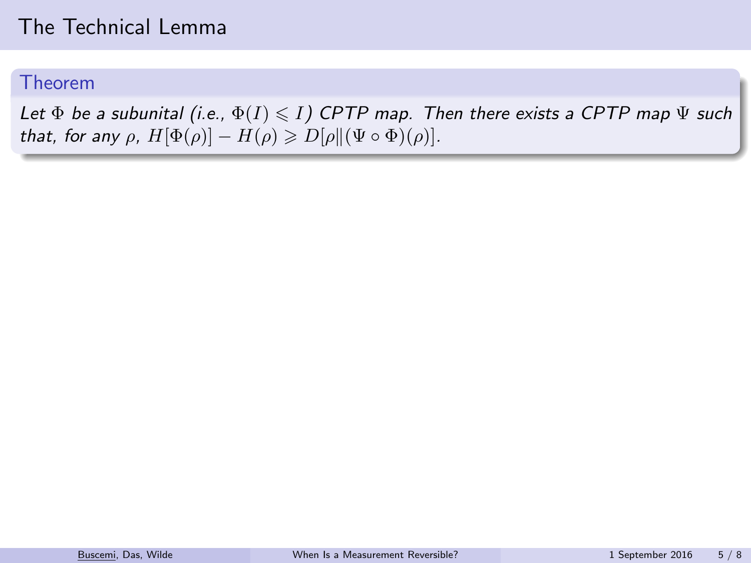# The Technical Lemma

**Theorem**

*Let $\Phi$ be a subunital (i.e., $\Phi(I) \leqslant I$) CPTP map. Then there exists a CPTP map $\Psi$ such that, for any $\rho$, $H[\Phi(\rho)] - H(\rho) \geqslant D[\rho \| (\Psi \circ \Phi)(\rho)]$.*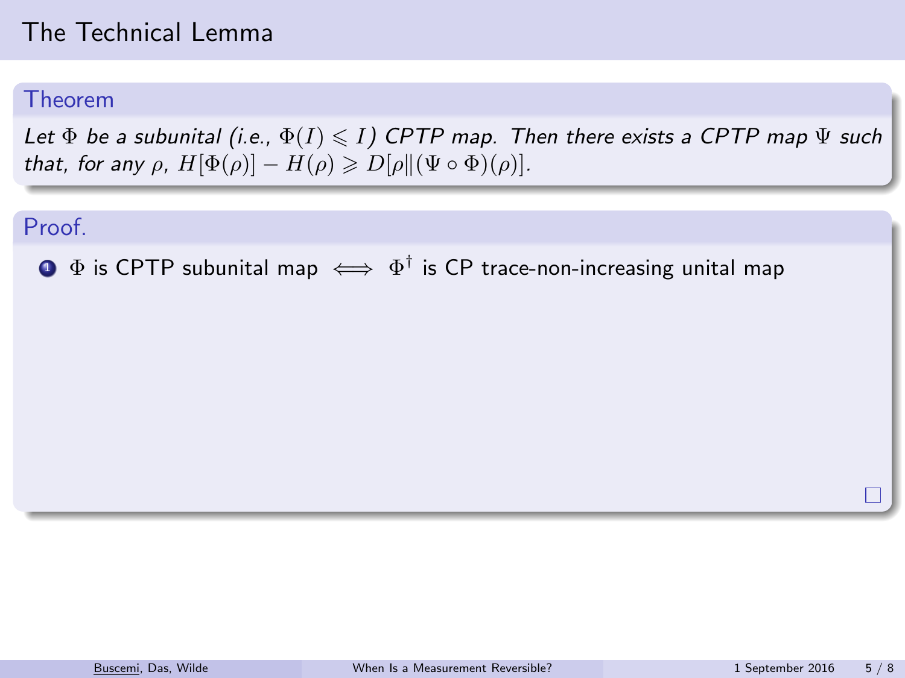# The Technical Lemma

## Theorem

*Let $\Phi$ be a subunital (i.e., $\Phi(I) \leqslant I$) CPTP map. Then there exists a CPTP map $\Psi$ such that, for any $\rho$, $H[\Phi(\rho)] - H(\rho) \geqslant D[\rho \| (\Psi \circ \Phi)(\rho)]$.*

## Proof.

1. $\Phi$ is CPTP subunital map $\iff$ $\Phi^\dagger$ is CP trace-non-increasing unital map

□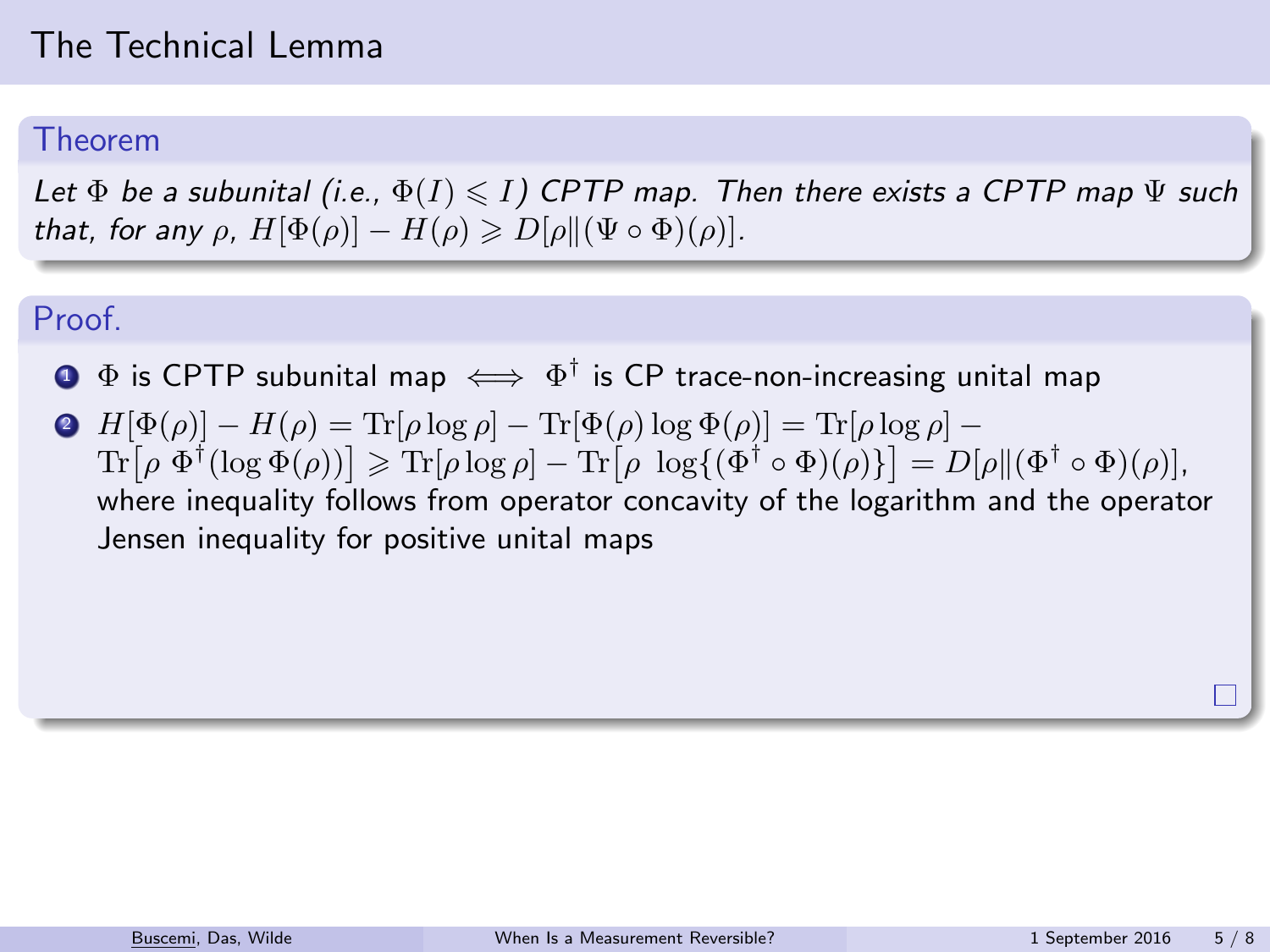# The Technical Lemma

### Theorem

*Let $\Phi$ be a subunital (i.e., $\Phi(I) \leqslant I$) CPTP map. Then there exists a CPTP map $\Psi$ such that, for any $\rho$, $H[\Phi(\rho)] - H(\rho) \geqslant D[\rho \| (\Psi \circ \Phi)(\rho)]$.*

### Proof.

1. $\Phi$ is CPTP subunital map $\iff$ $\Phi^\dagger$ is CP trace-non-increasing unital map
2. $H[\Phi(\rho)] - H(\rho) = \mathrm{Tr}[\rho \log \rho] - \mathrm{Tr}[\Phi(\rho) \log \Phi(\rho)] = \mathrm{Tr}[\rho \log \rho] - \mathrm{Tr}\big[\rho \; \Phi^\dagger(\log \Phi(\rho))\big] \geqslant \mathrm{Tr}[\rho \log \rho] - \mathrm{Tr}\big[\rho \; \log\{(\Phi^\dagger \circ \Phi)(\rho)\}\big] = D[\rho \| (\Phi^\dagger \circ \Phi)(\rho)]$, where inequality follows from operator concavity of the logarithm and the operator Jensen inequality for positive unital maps

□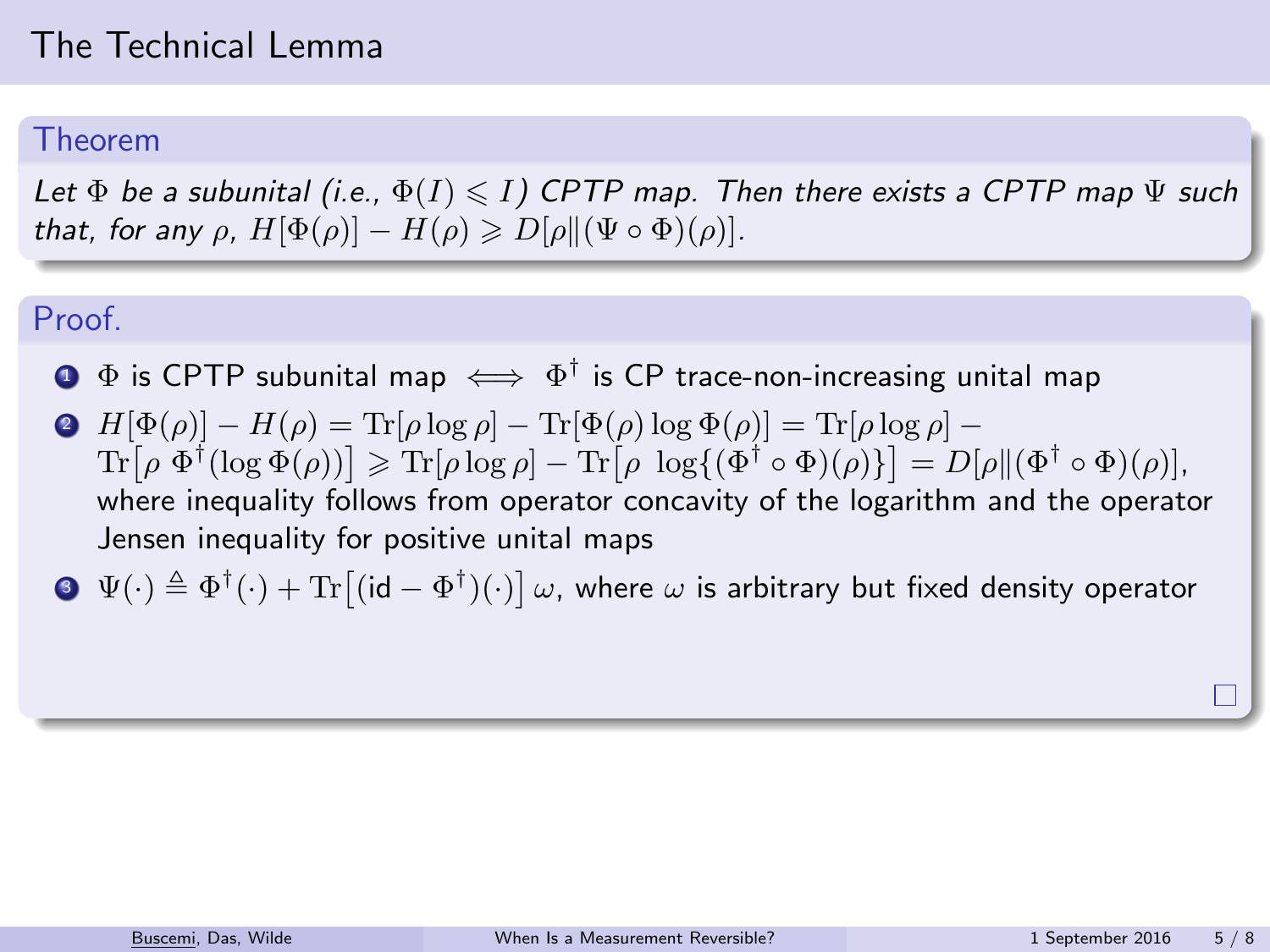# The Technical Lemma

## Theorem

*Let $\Phi$ be a subunital (i.e., $\Phi(I) \leqslant I$) CPTP map. Then there exists a CPTP map $\Psi$ such that, for any $\rho$, $H[\Phi(\rho)] - H(\rho) \geqslant D[\rho \| (\Psi \circ \Phi)(\rho)]$.*

## Proof.

1. $\Phi$ is CPTP subunital map $\iff$ $\Phi^\dagger$ is CP trace-non-increasing unital map
2. $H[\Phi(\rho)] - H(\rho) = \mathrm{Tr}[\rho \log \rho] - \mathrm{Tr}[\Phi(\rho) \log \Phi(\rho)] = \mathrm{Tr}[\rho \log \rho] - \mathrm{Tr}\big[\rho\ \Phi^\dagger(\log \Phi(\rho))\big] \geqslant \mathrm{Tr}[\rho \log \rho] - \mathrm{Tr}\big[\rho\ \log\{(\Phi^\dagger \circ \Phi)(\rho)\}\big] = D[\rho \| (\Phi^\dagger \circ \Phi)(\rho)]$, where inequality follows from operator concavity of the logarithm and the operator Jensen inequality for positive unital maps
3. $\Psi(\cdot) \triangleq \Phi^\dagger(\cdot) + \mathrm{Tr}\big[(\mathrm{id} - \Phi^\dagger)(\cdot)\big]\,\omega$, where $\omega$ is arbitrary but fixed density operator

□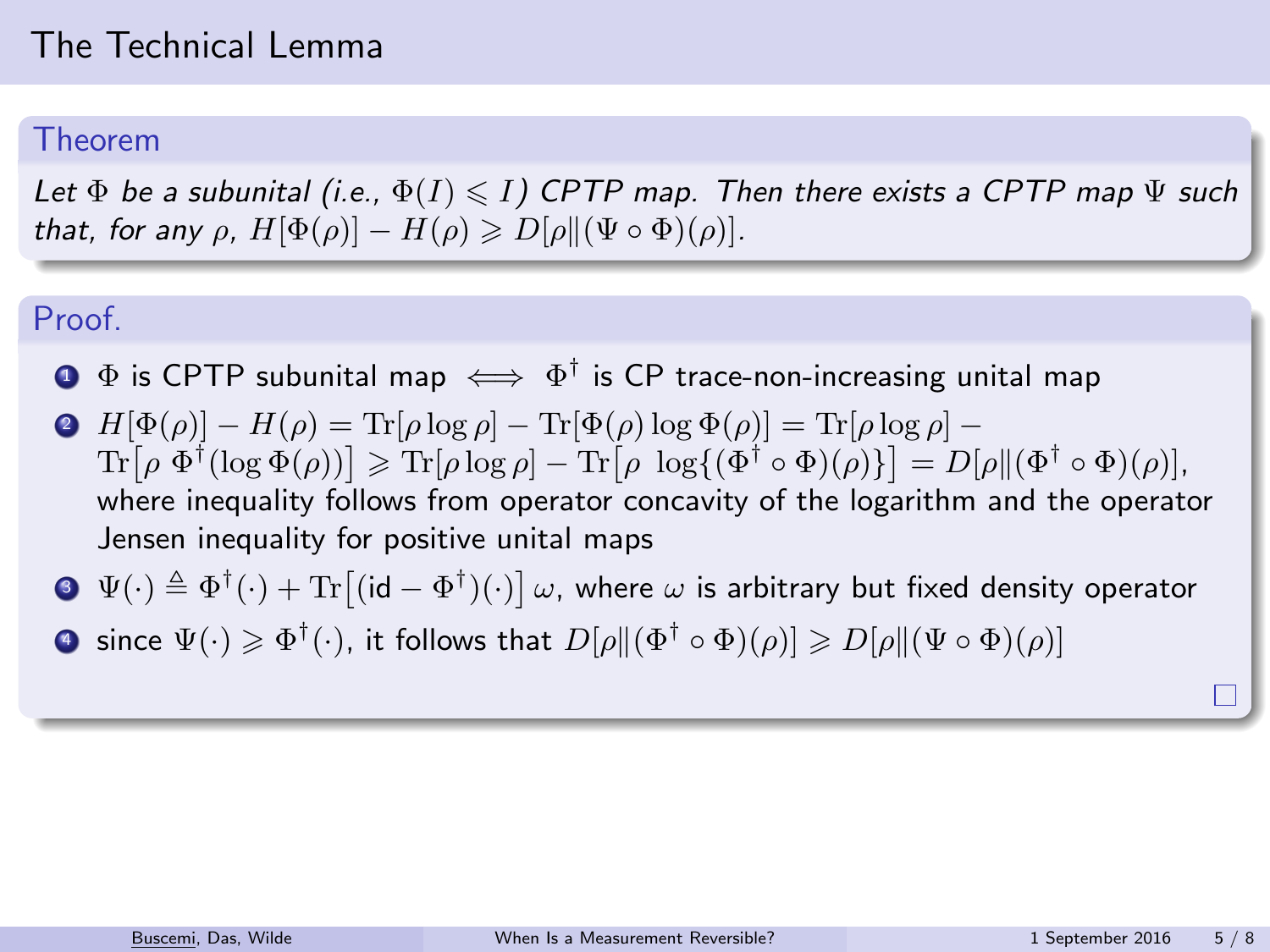# The Technical Lemma

## Theorem

*Let $\Phi$ be a subunital (i.e., $\Phi(I) \leqslant I$) CPTP map. Then there exists a CPTP map $\Psi$ such that, for any $\rho$, $H[\Phi(\rho)] - H(\rho) \geqslant D[\rho \| (\Psi \circ \Phi)(\rho)]$.*

## Proof.

1. $\Phi$ is CPTP subunital map $\iff$ $\Phi^\dagger$ is CP trace-non-increasing unital map
2. $H[\Phi(\rho)] - H(\rho) = \mathrm{Tr}[\rho \log \rho] - \mathrm{Tr}[\Phi(\rho) \log \Phi(\rho)] = \mathrm{Tr}[\rho \log \rho] - \mathrm{Tr}\big[\rho \, \Phi^\dagger(\log \Phi(\rho))\big] \geqslant \mathrm{Tr}[\rho \log \rho] - \mathrm{Tr}\big[\rho \, \log\{(\Phi^\dagger \circ \Phi)(\rho)\}\big] = D[\rho \| (\Phi^\dagger \circ \Phi)(\rho)]$, where inequality follows from operator concavity of the logarithm and the operator Jensen inequality for positive unital maps
3. $\Psi(\cdot) \triangleq \Phi^\dagger(\cdot) + \mathrm{Tr}\big[(\mathrm{id} - \Phi^\dagger)(\cdot)\big] \, \omega$, where $\omega$ is arbitrary but fixed density operator
4. since $\Psi(\cdot) \geqslant \Phi^\dagger(\cdot)$, it follows that $D[\rho \| (\Phi^\dagger \circ \Phi)(\rho)] \geqslant D[\rho \| (\Psi \circ \Phi)(\rho)]$

□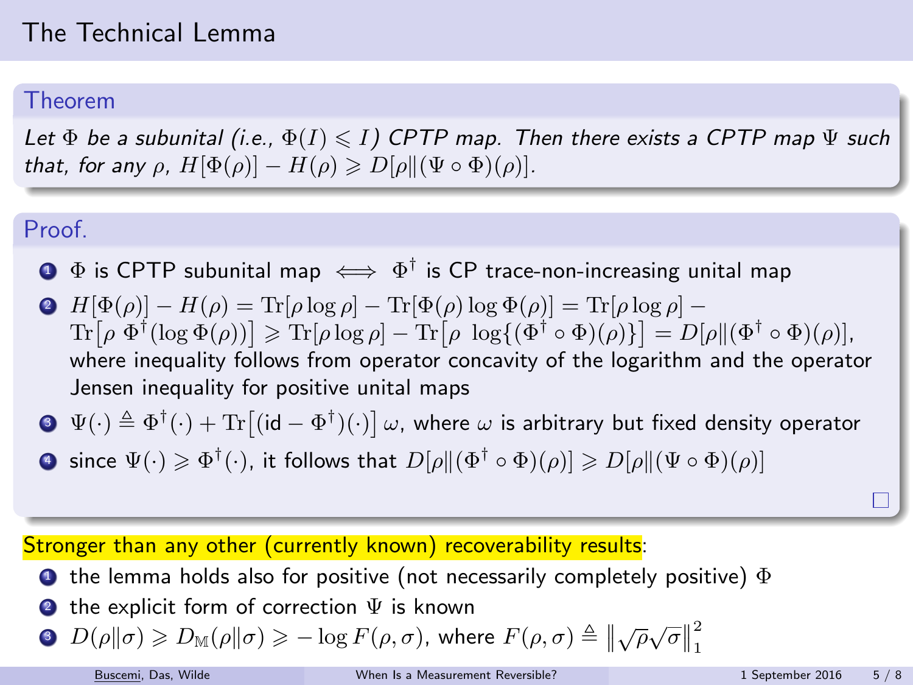# The Technical Lemma

### Theorem

*Let $\Phi$ be a subunital (i.e., $\Phi(I) \leqslant I$) CPTP map. Then there exists a CPTP map $\Psi$ such that, for any $\rho$, $H[\Phi(\rho)] - H(\rho) \geqslant D[\rho \| (\Psi \circ \Phi)(\rho)]$.*

### Proof.

1. $\Phi$ is CPTP subunital map $\iff$ $\Phi^\dagger$ is CP trace-non-increasing unital map
2. $H[\Phi(\rho)] - H(\rho) = \mathrm{Tr}[\rho \log \rho] - \mathrm{Tr}[\Phi(\rho) \log \Phi(\rho)] = \mathrm{Tr}[\rho \log \rho] - \mathrm{Tr}\big[\rho\ \Phi^\dagger(\log \Phi(\rho))\big] \geqslant \mathrm{Tr}[\rho \log \rho] - \mathrm{Tr}\big[\rho\ \log\{(\Phi^\dagger \circ \Phi)(\rho)\}\big] = D[\rho \| (\Phi^\dagger \circ \Phi)(\rho)]$, where inequality follows from operator concavity of the logarithm and the operator Jensen inequality for positive unital maps
3. $\Psi(\cdot) \triangleq \Phi^\dagger(\cdot) + \mathrm{Tr}\big[(\mathrm{id} - \Phi^\dagger)(\cdot)\big]\,\omega$, where $\omega$ is arbitrary but fixed density operator
4. since $\Psi(\cdot) \geqslant \Phi^\dagger(\cdot)$, it follows that $D[\rho \| (\Phi^\dagger \circ \Phi)(\rho)] \geqslant D[\rho \| (\Psi \circ \Phi)(\rho)]$

□

Stronger than any other (currently known) recoverability results:

1. the lemma holds also for positive (not necessarily completely positive) $\Phi$
2. the explicit form of correction $\Psi$ is known
3. $D(\rho \| \sigma) \geqslant D_{\mathbb{M}}(\rho \| \sigma) \geqslant -\log F(\rho, \sigma)$, where $F(\rho, \sigma) \triangleq \big\| \sqrt{\rho}\sqrt{\sigma} \big\|_1^2$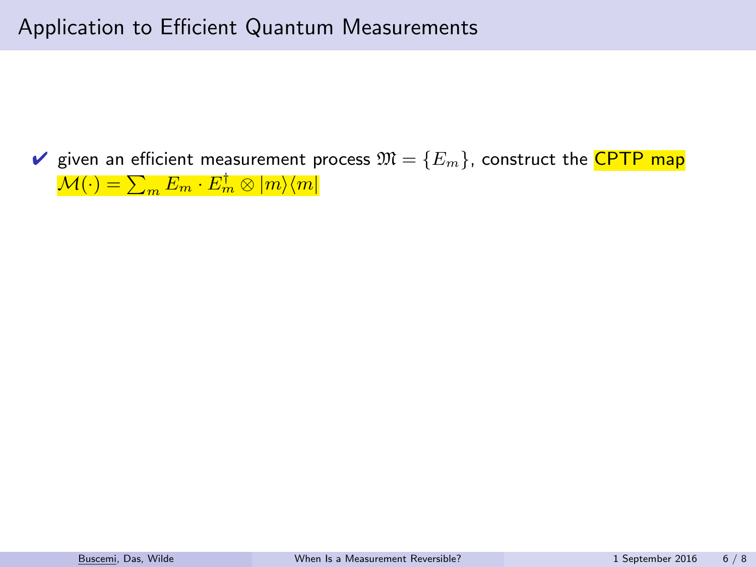# Application to Efficient Quantum Measurements

- ✔ given an efficient measurement process $\mathfrak{M} = \{E_m\}$, construct the CPTP map $\mathcal{M}(\cdot) = \sum_m E_m \cdot E_m^\dagger \otimes |m\rangle\langle m|$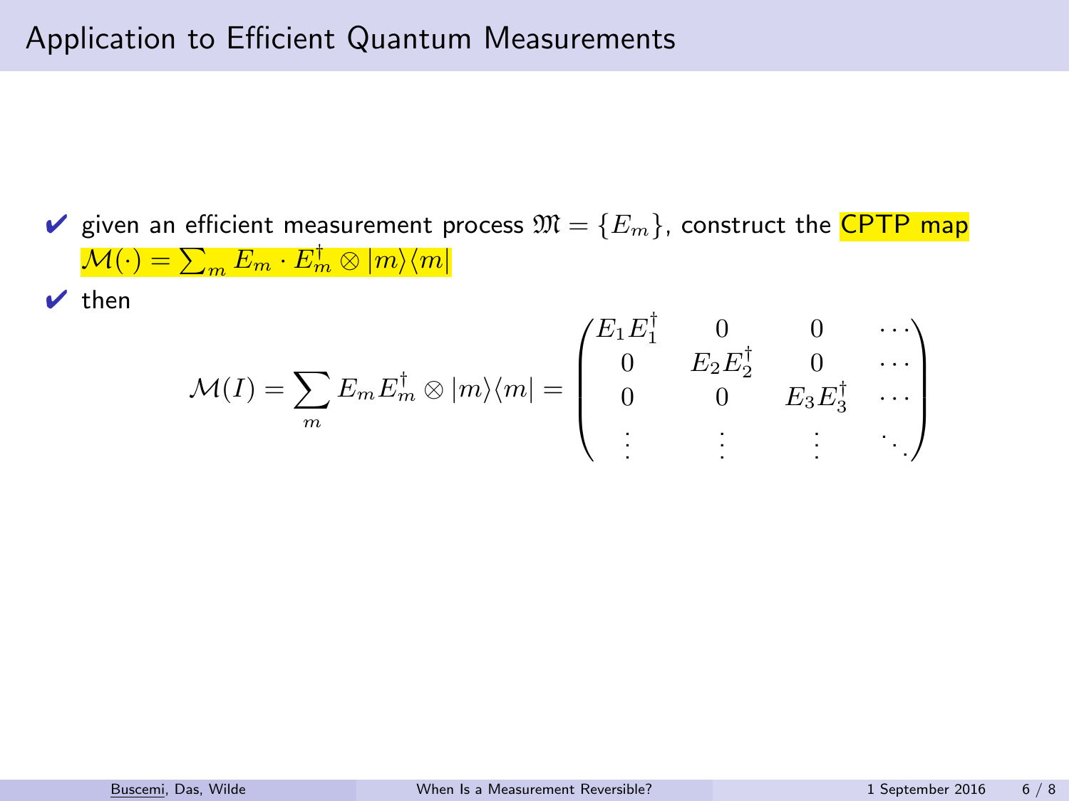# Application to Efficient Quantum Measurements

- ✔ given an efficient measurement process $\mathfrak{M} = \{E_m\}$, construct the **CPTP map** $\mathcal{M}(\cdot) = \sum_m E_m \cdot E_m^\dagger \otimes |m\rangle\langle m|$
- ✔ then

$$\mathcal{M}(I) = \sum_m E_m E_m^\dagger \otimes |m\rangle\langle m| = \begin{pmatrix} E_1 E_1^\dagger & 0 & 0 & \cdots \\ 0 & E_2 E_2^\dagger & 0 & \cdots \\ 0 & 0 & E_3 E_3^\dagger & \cdots \\ \vdots & \vdots & \vdots & \ddots \end{pmatrix}$$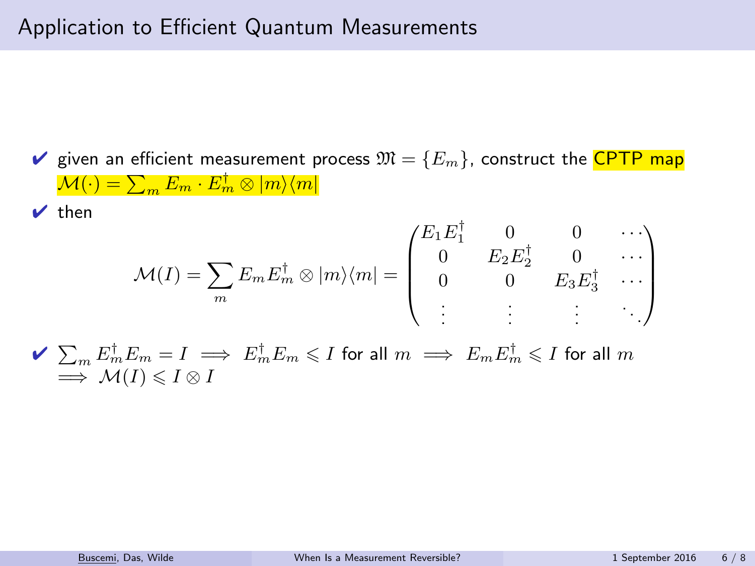# Application to Efficient Quantum Measurements

- ✔ given an efficient measurement process $\mathfrak{M} = \{E_m\}$, construct the CPTP map $\mathcal{M}(\cdot) = \sum_m E_m \cdot E_m^\dagger \otimes |m\rangle\langle m|$
- ✔ then

$$
\mathcal{M}(I) = \sum_m E_m E_m^\dagger \otimes |m\rangle\langle m| = \begin{pmatrix} E_1 E_1^\dagger & 0 & 0 & \cdots \\ 0 & E_2 E_2^\dagger & 0 & \cdots \\ 0 & 0 & E_3 E_3^\dagger & \cdots \\ \vdots & \vdots & \vdots & \ddots \end{pmatrix}
$$

- ✔ $\sum_m E_m^\dagger E_m = I \implies E_m^\dagger E_m \leqslant I$ for all $m \implies E_m E_m^\dagger \leqslant I$ for all $m$ $\implies \mathcal{M}(I) \leqslant I \otimes I$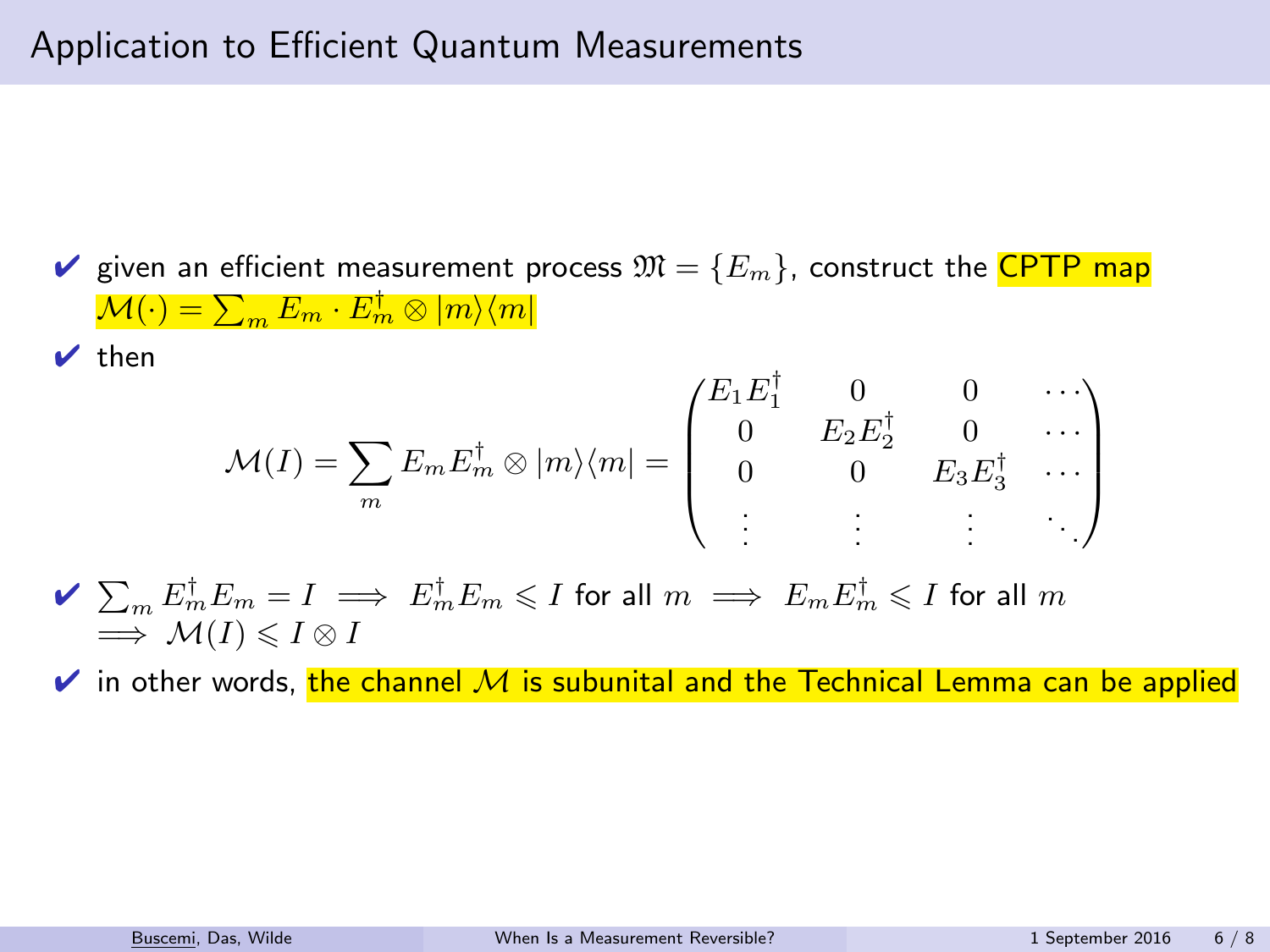# Application to Efficient Quantum Measurements

- given an efficient measurement process $\mathfrak{M} = \{E_m\}$, construct the CPTP map $\mathcal{M}(\cdot) = \sum_m E_m \cdot E_m^\dagger \otimes |m\rangle\langle m|$
- then

$$\mathcal{M}(I) = \sum_m E_m E_m^\dagger \otimes |m\rangle\langle m| = \begin{pmatrix} E_1 E_1^\dagger & 0 & 0 & \cdots \\ 0 & E_2 E_2^\dagger & 0 & \cdots \\ 0 & 0 & E_3 E_3^\dagger & \cdots \\ \vdots & \vdots & \vdots & \ddots \end{pmatrix}$$

- $\sum_m E_m^\dagger E_m = I \implies E_m^\dagger E_m \leqslant I$ for all $m \implies E_m E_m^\dagger \leqslant I$ for all $m$ $\implies \mathcal{M}(I) \leqslant I \otimes I$
- in other words, the channel $\mathcal{M}$ is subunital and the Technical Lemma can be applied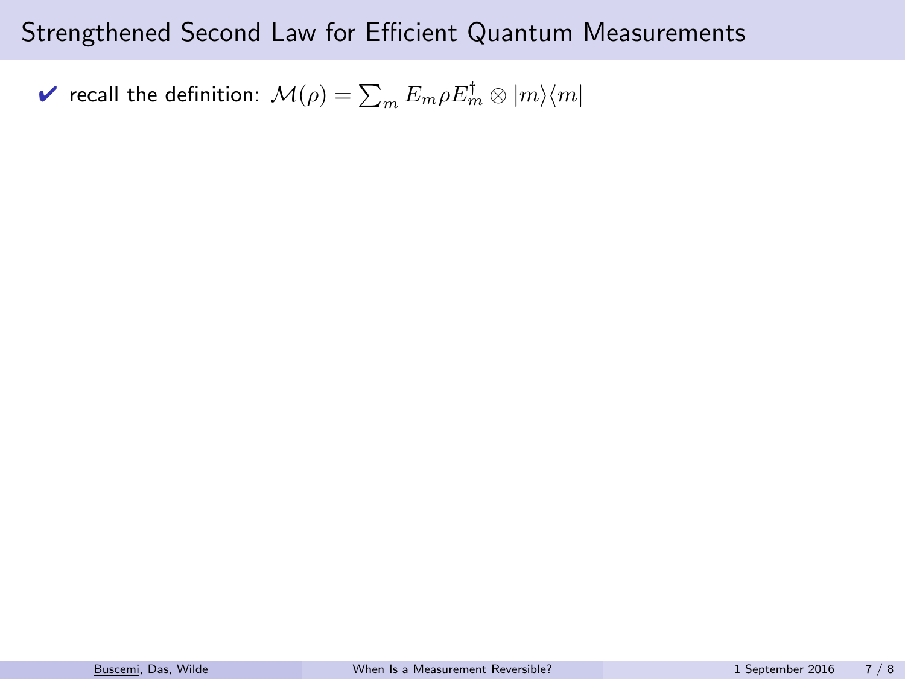# Strengthened Second Law for Efficient Quantum Measurements

- ✔ recall the definition: $\mathcal{M}(\rho) = \sum_m E_m \rho E_m^\dagger \otimes |m\rangle\langle m|$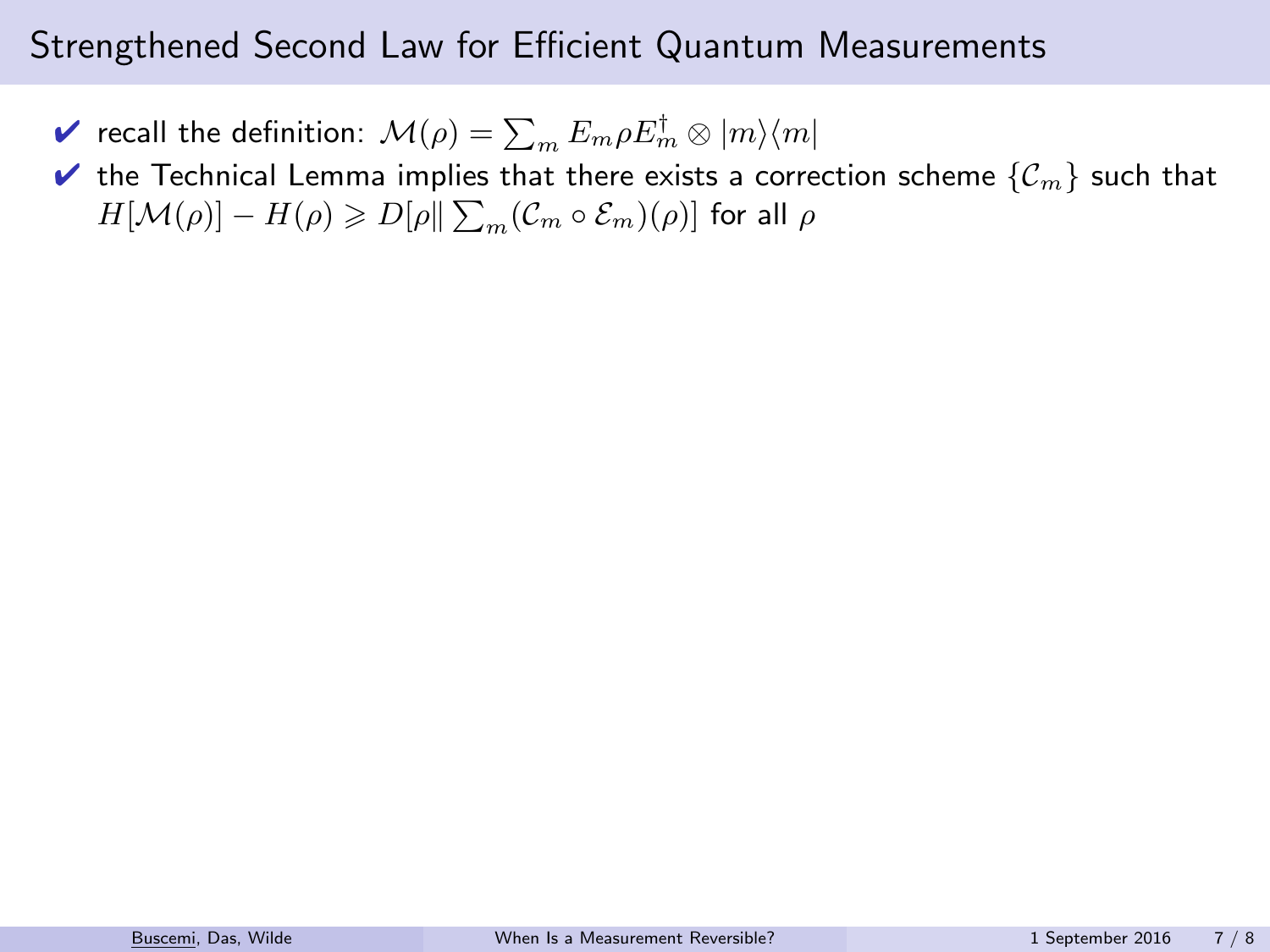## Strengthened Second Law for Efficient Quantum Measurements

- ✔ recall the definition: $\mathcal{M}(\rho) = \sum_m E_m \rho E_m^\dagger \otimes |m\rangle\langle m|$
- ✔ the Technical Lemma implies that there exists a correction scheme $\{\mathcal{C}_m\}$ such that $H[\mathcal{M}(\rho)] - H(\rho) \geqslant D[\rho \| \sum_m (\mathcal{C}_m \circ \mathcal{E}_m)(\rho)]$ for all $\rho$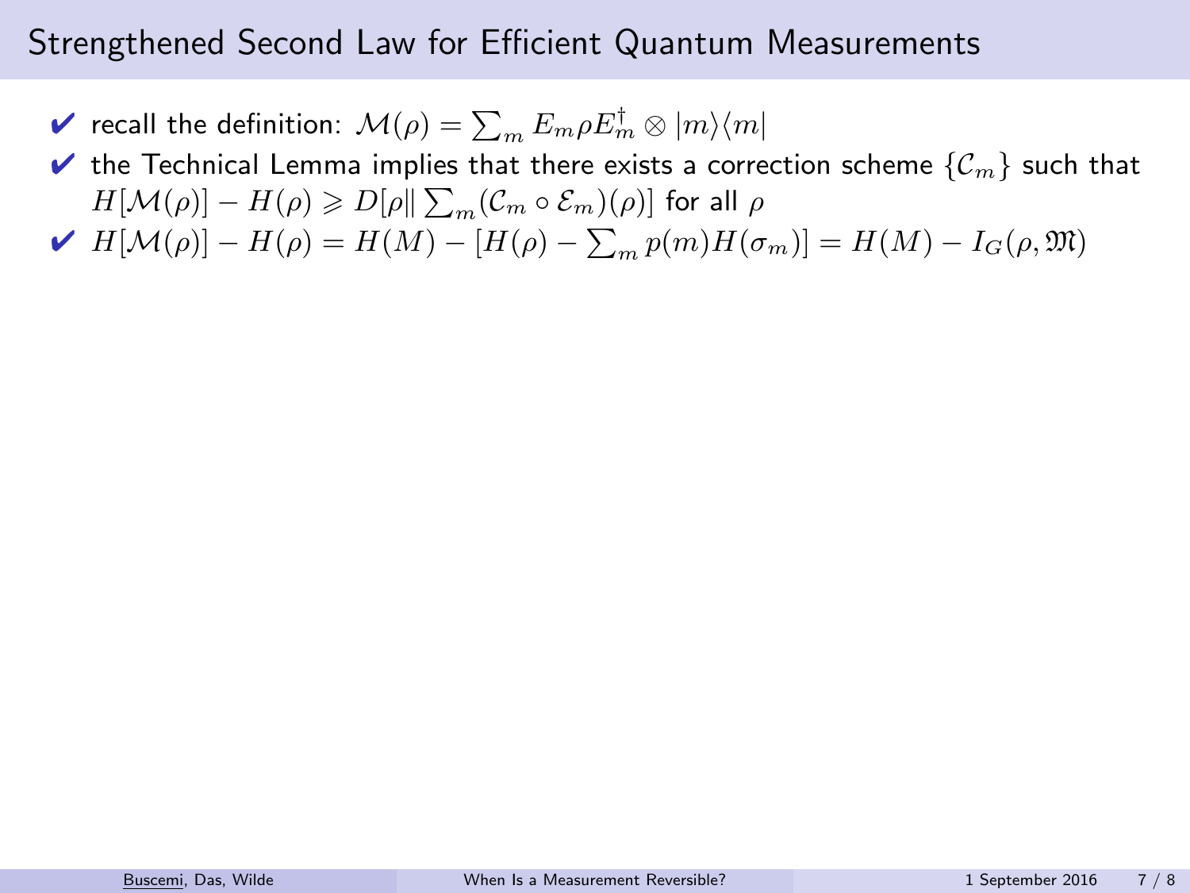# Strengthened Second Law for Efficient Quantum Measurements

- ✔ recall the definition: $\mathcal{M}(\rho) = \sum_m E_m \rho E_m^\dagger \otimes |m\rangle\langle m|$
- ✔ the Technical Lemma implies that there exists a correction scheme $\{\mathcal{C}_m\}$ such that $H[\mathcal{M}(\rho)] - H(\rho) \geqslant D[\rho \| \sum_m (\mathcal{C}_m \circ \mathcal{E}_m)(\rho)]$ for all $\rho$
- ✔ $H[\mathcal{M}(\rho)] - H(\rho) = H(M) - [H(\rho) - \sum_m p(m) H(\sigma_m)] = H(M) - I_G(\rho, \mathfrak{M})$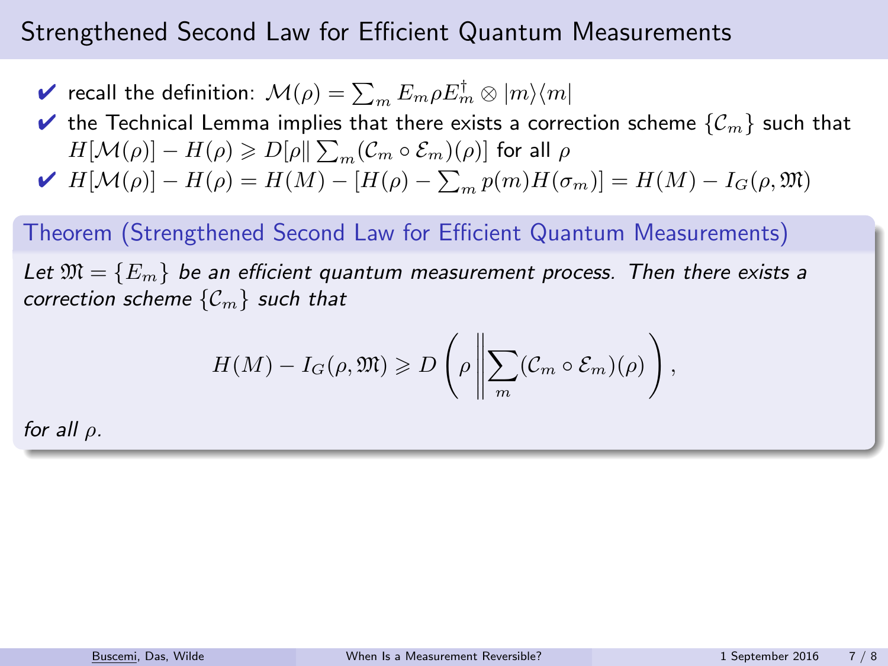# Strengthened Second Law for Efficient Quantum Measurements

- ✔ recall the definition: $\mathcal{M}(\rho) = \sum_m E_m \rho E_m^\dagger \otimes |m\rangle\langle m|$
- ✔ the Technical Lemma implies that there exists a correction scheme $\{\mathcal{C}_m\}$ such that $H[\mathcal{M}(\rho)] - H(\rho) \geqslant D[\rho \| \sum_m (\mathcal{C}_m \circ \mathcal{E}_m)(\rho)]$ for all $\rho$
- ✔ $H[\mathcal{M}(\rho)] - H(\rho) = H(M) - [H(\rho) - \sum_m p(m) H(\sigma_m)] = H(M) - I_G(\rho, \mathfrak{M})$

**Theorem (Strengthened Second Law for Efficient Quantum Measurements)**

*Let $\mathfrak{M} = \{E_m\}$ be an efficient quantum measurement process. Then there exists a correction scheme $\{\mathcal{C}_m\}$ such that*

$$H(M) - I_G(\rho, \mathfrak{M}) \geqslant D\left(\rho \middle\| \sum_m (\mathcal{C}_m \circ \mathcal{E}_m)(\rho)\right),$$

*for all $\rho$.*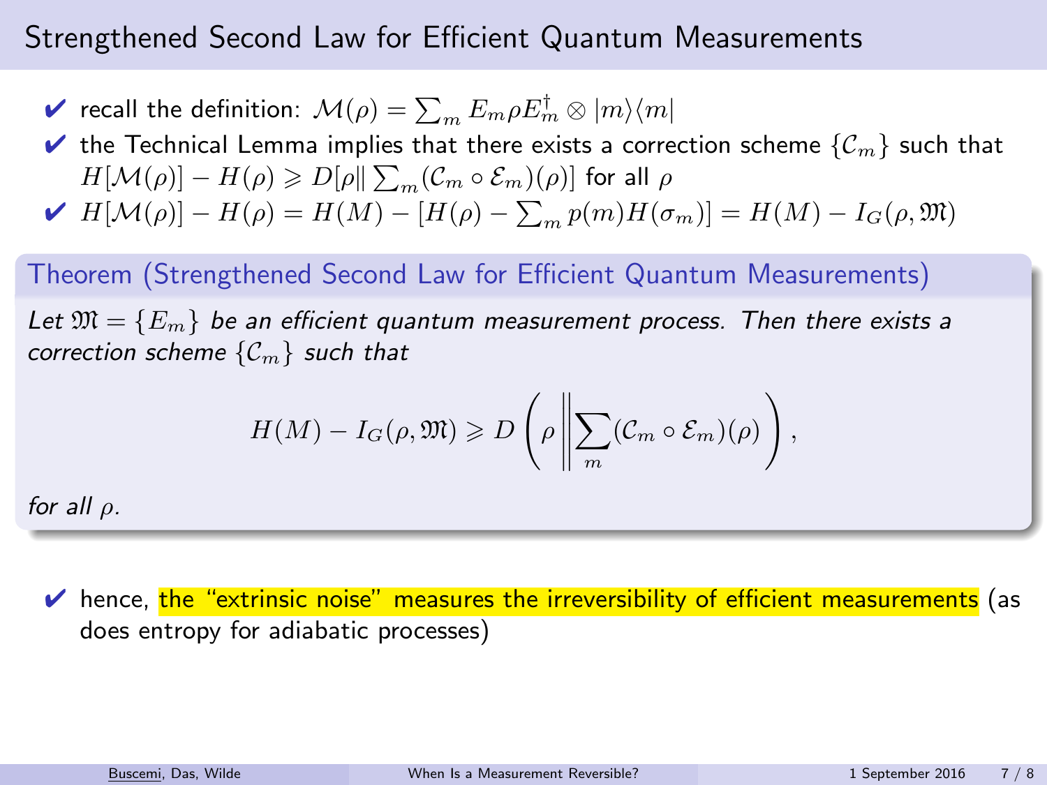# Strengthened Second Law for Efficient Quantum Measurements

- ✔ recall the definition: $\mathcal{M}(\rho) = \sum_m E_m \rho E_m^\dagger \otimes |m\rangle\langle m|$
- ✔ the Technical Lemma implies that there exists a correction scheme $\{\mathcal{C}_m\}$ such that $H[\mathcal{M}(\rho)] - H(\rho) \geqslant D[\rho \| \sum_m (\mathcal{C}_m \circ \mathcal{E}_m)(\rho)]$ for all $\rho$
- ✔ $H[\mathcal{M}(\rho)] - H(\rho) = H(M) - [H(\rho) - \sum_m p(m) H(\sigma_m)] = H(M) - I_G(\rho, \mathfrak{M})$

**Theorem (Strengthened Second Law for Efficient Quantum Measurements)**

*Let $\mathfrak{M} = \{E_m\}$ be an efficient quantum measurement process. Then there exists a correction scheme $\{\mathcal{C}_m\}$ such that*

$$H(M) - I_G(\rho, \mathfrak{M}) \geqslant D\left(\rho \middle\| \sum_m (\mathcal{C}_m \circ \mathcal{E}_m)(\rho)\right),$$

*for all $\rho$.*

- ✔ hence, the "extrinsic noise" measures the irreversibility of efficient measurements (as does entropy for adiabatic processes)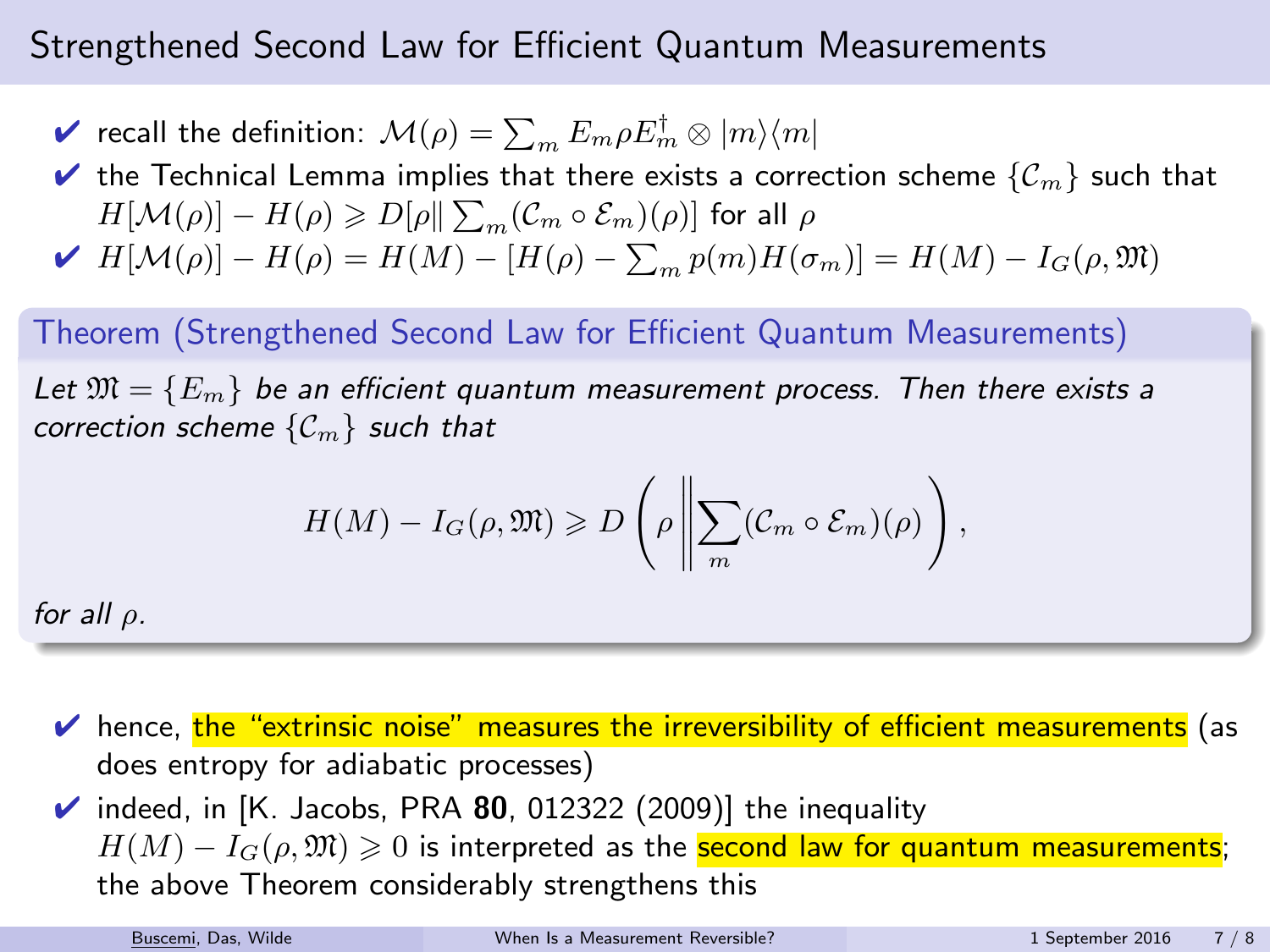## Strengthened Second Law for Efficient Quantum Measurements

- ✔ recall the definition: $\mathcal{M}(\rho) = \sum_m E_m \rho E_m^\dagger \otimes |m\rangle\langle m|$
- ✔ the Technical Lemma implies that there exists a correction scheme $\{\mathcal{C}_m\}$ such that $H[\mathcal{M}(\rho)] - H(\rho) \geqslant D[\rho \| \sum_m (\mathcal{C}_m \circ \mathcal{E}_m)(\rho)]$ for all $\rho$
- ✔ $H[\mathcal{M}(\rho)] - H(\rho) = H(M) - [H(\rho) - \sum_m p(m) H(\sigma_m)] = H(M) - I_G(\rho, \mathfrak{M})$

**Theorem (Strengthened Second Law for Efficient Quantum Measurements)**

*Let $\mathfrak{M} = \{E_m\}$ be an efficient quantum measurement process. Then there exists a correction scheme $\{\mathcal{C}_m\}$ such that*

$$H(M) - I_G(\rho, \mathfrak{M}) \geqslant D\left(\rho \middle\| \sum_m (\mathcal{C}_m \circ \mathcal{E}_m)(\rho)\right),$$

*for all $\rho$.*

- ✔ hence, the "extrinsic noise" measures the irreversibility of efficient measurements (as does entropy for adiabatic processes)
- ✔ indeed, in [K. Jacobs, PRA **80**, 012322 (2009)] the inequality $H(M) - I_G(\rho, \mathfrak{M}) \geqslant 0$ is interpreted as the second law for quantum measurements; the above Theorem considerably strengthens this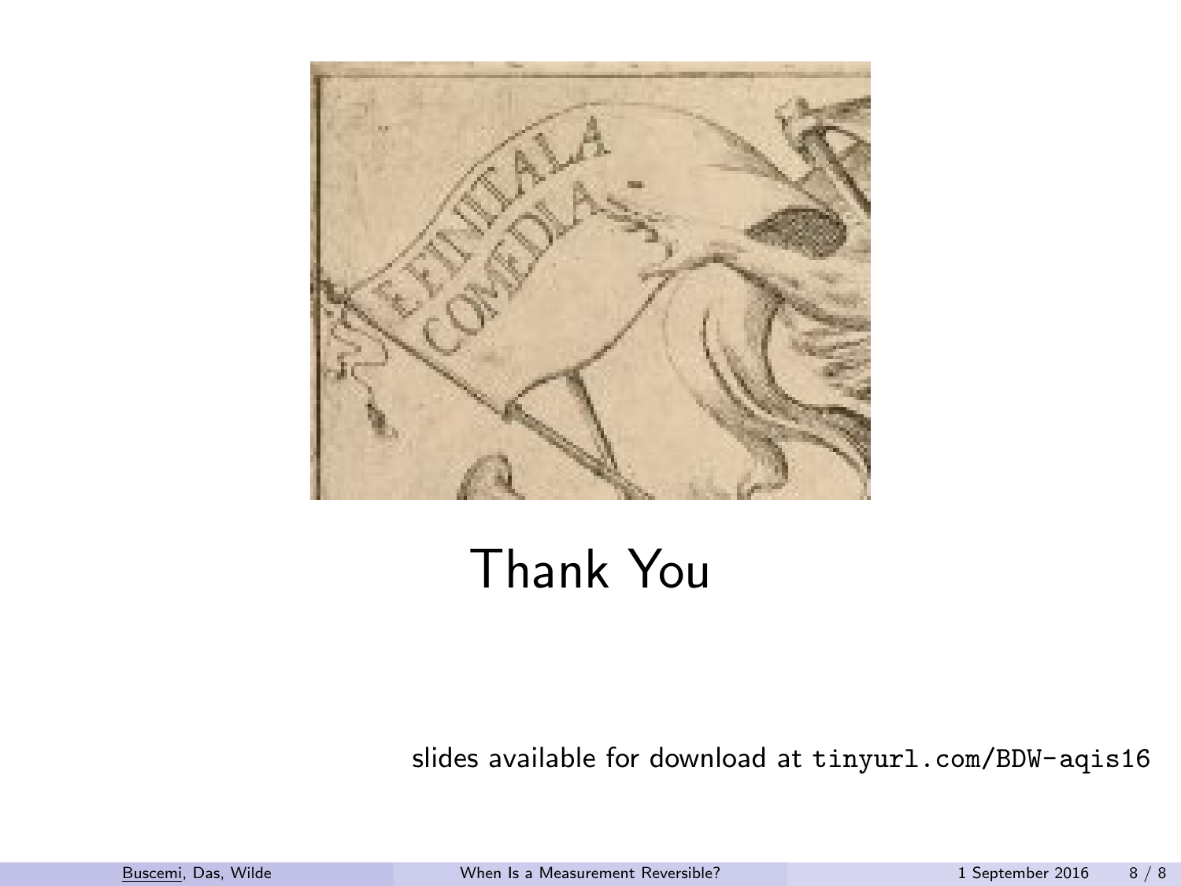Thank You

slides available for download at `tinyurl.com/BDW-aqis16`